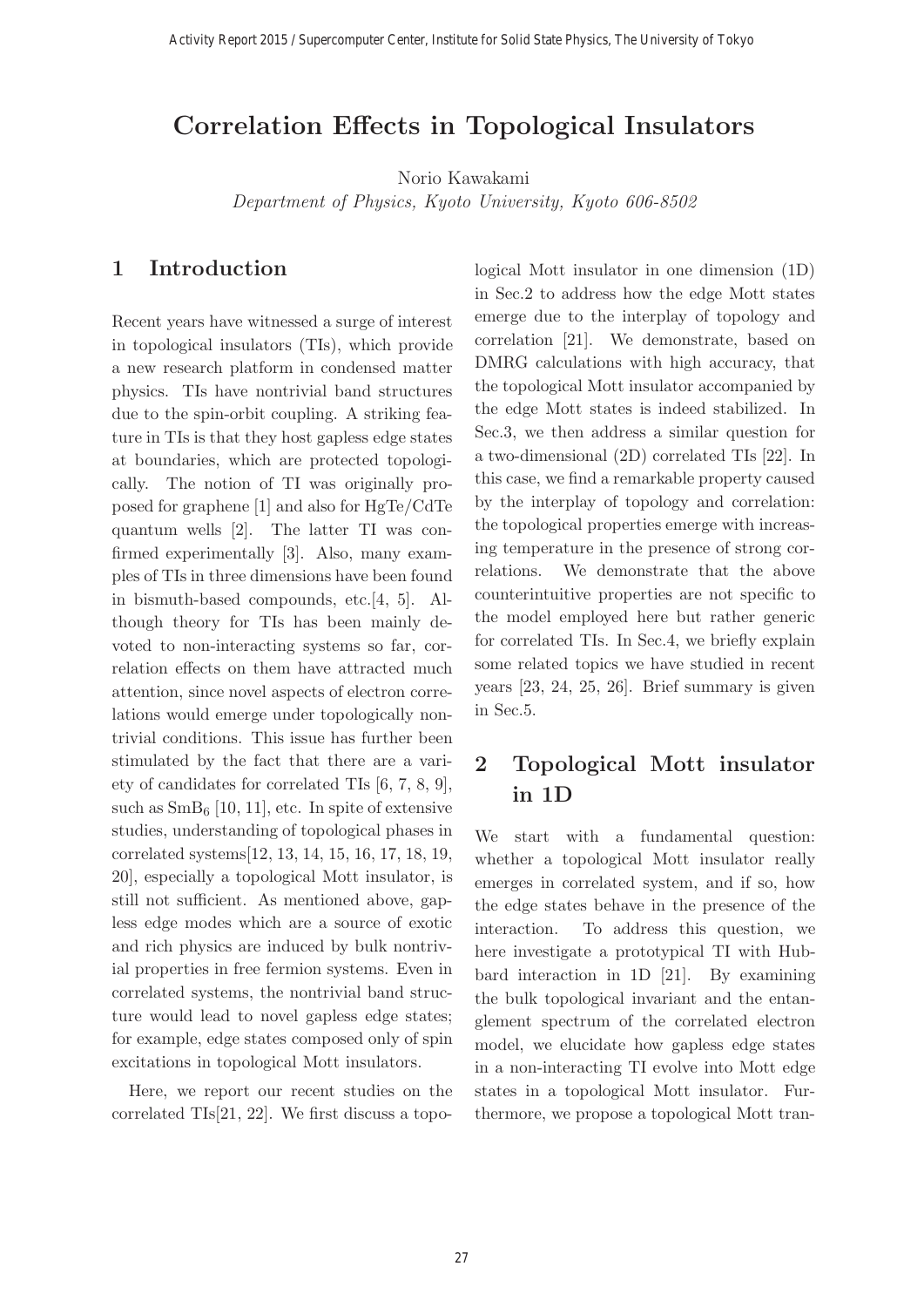# Correlation Effects in Topological Insulators

Norio Kawakami

*Department of Physics, Kyoto University, Kyoto 606-8502*

## 1 Introduction

Recent years have witnessed a surge of interest in topological insulators (TIs), which provide a new research platform in condensed matter physics. TIs have nontrivial band structures due to the spin-orbit coupling. A striking feature in TIs is that they host gapless edge states at boundaries, which are protected topologically. The notion of TI was originally proposed for graphene [1] and also for HgTe/CdTe quantum wells [2]. The latter TI was confirmed experimentally [3]. Also, many examples of TIs in three dimensions have been found in bismuth-based compounds, etc.[4, 5]. Although theory for TIs has been mainly devoted to non-interacting systems so far, correlation effects on them have attracted much attention, since novel aspects of electron correlations would emerge under topologically nontrivial conditions. This issue has further been stimulated by the fact that there are a variety of candidates for correlated TIs [6, 7, 8, 9], such as $SmB_6$ [10, 11], etc. In spite of extensive studies, understanding of topological phases in correlated systems[12, 13, 14, 15, 16, 17, 18, 19, 20], especially a topological Mott insulator, is still not sufficient. As mentioned above, gapless edge modes which are a source of exotic and rich physics are induced by bulk nontrivial properties in free fermion systems. Even in correlated systems, the nontrivial band structure would lead to novel gapless edge states; for example, edge states composed only of spin excitations in topological Mott insulators.

Here, we report our recent studies on the correlated TIs[21, 22]. We first discuss a topological Mott insulator in one dimension (1D) in Sec.2 to address how the edge Mott states emerge due to the interplay of topology and correlation [21]. We demonstrate, based on DMRG calculations with high accuracy, that the topological Mott insulator accompanied by the edge Mott states is indeed stabilized. In Sec.3, we then address a similar question for a two-dimensional (2D) correlated TIs [22]. In this case, we find a remarkable property caused by the interplay of topology and correlation: the topological properties emerge with increasing temperature in the presence of strong correlations. We demonstrate that the above counterintuitive properties are not specific to the model employed here but rather generic for correlated TIs. In Sec.4, we briefly explain some related topics we have studied in recent years [23, 24, 25, 26]. Brief summary is given in Sec.5.

## 2 Topological Mott insulator in 1D

We start with a fundamental question: whether a topological Mott insulator really emerges in correlated system, and if so, how the edge states behave in the presence of the interaction. To address this question, we here investigate a prototypical TI with Hubbard interaction in 1D [21]. By examining the bulk topological invariant and the entanglement spectrum of the correlated electron model, we elucidate how gapless edge states in a non-interacting TI evolve into Mott edge states in a topological Mott insulator. Furthermore, we propose a topological Mott tran-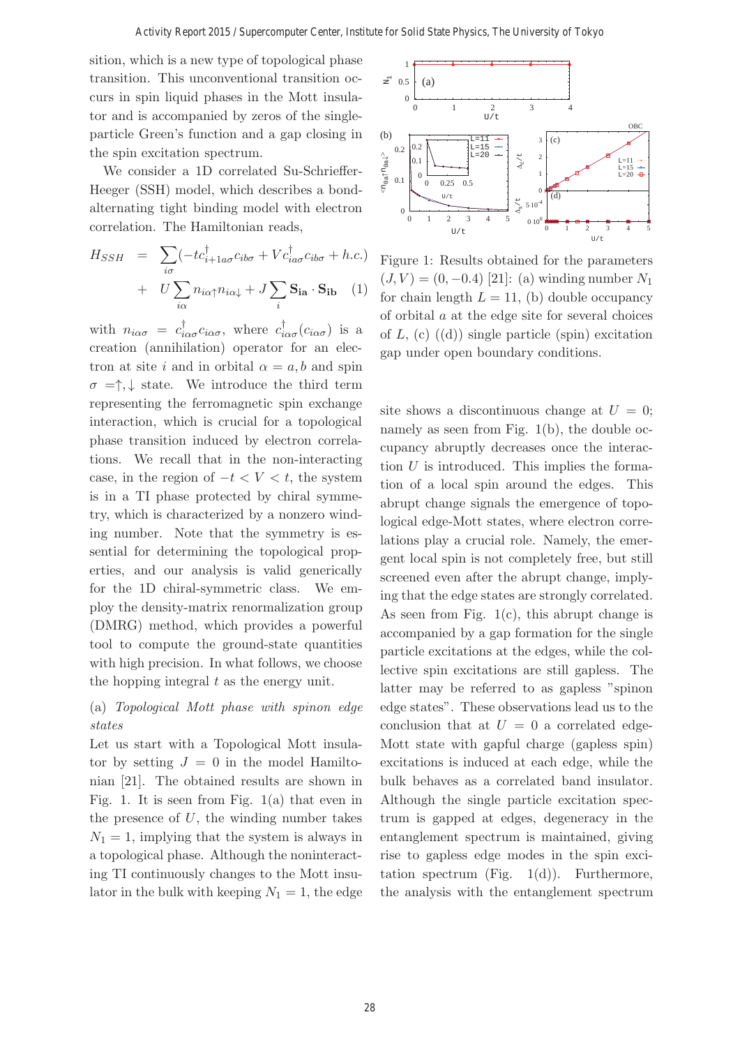sition, which is a new type of topological phase transition. This unconventional transition occurs in spin liquid phases in the Mott insulator and is accompanied by zeros of the single-particle Green's function and a gap closing in the spin excitation spectrum.

We consider a 1D correlated Su-Schrieffer-Heeger (SSH) model, which describes a bond-alternating tight binding model with electron correlation. The Hamiltonian reads,

$$H_{SSH} = \sum_{i\sigma}(-tc^{\dagger}_{i+1a\sigma}c_{ib\sigma} + Vc^{\dagger}_{ia\sigma}c_{ib\sigma} + h.c.) + U\sum_{i\alpha} n_{i\alpha\uparrow}n_{i\alpha\downarrow} + J\sum_{i}\mathbf{S_{ia}}\cdot\mathbf{S_{ib}} \quad (1)$$

with $n_{i\alpha\sigma} = c^{\dagger}_{i\alpha\sigma}c_{i\alpha\sigma}$, where $c^{\dagger}_{i\alpha\sigma}(c_{i\alpha\sigma})$ is a creation (annihilation) operator for an electron at site $i$ and in orbital $\alpha = a, b$ and spin $\sigma = \uparrow, \downarrow$ state. We introduce the third term representing the ferromagnetic spin exchange interaction, which is crucial for a topological phase transition induced by electron correlations. We recall that in the non-interacting case, in the region of $-t < V < t$, the system is in a TI phase protected by chiral symmetry, which is characterized by a nonzero winding number. Note that the symmetry is essential for determining the topological properties, and our analysis is valid generically for the 1D chiral-symmetric class. We employ the density-matrix renormalization group (DMRG) method, which provides a powerful tool to compute the ground-state quantities with high precision. In what follows, we choose the hopping integral $t$ as the energy unit.

(a) *Topological Mott phase with spinon edge states*

Let us start with a Topological Mott insulator by setting $J = 0$ in the model Hamiltonian [21]. The obtained results are shown in Fig. 1. It is seen from Fig. 1(a) that even in the presence of $U$, the winding number takes $N_1 = 1$, implying that the system is always in a topological phase. Although the noninteracting TI continuously changes to the Mott insulator in the bulk with keeping $N_1 = 1$, the edge site shows a discontinuous change at $U = 0$; namely as seen from Fig. 1(b), the double occupancy abruptly decreases once the interaction $U$ is introduced. This implies the formation of a local spin around the edges. This abrupt change signals the emergence of topological edge-Mott states, where electron correlations play a crucial role. Namely, the emergent local spin is not completely free, but still screened even after the abrupt change, implying that the edge states are strongly correlated. As seen from Fig. 1(c), this abrupt change is accompanied by a gap formation for the single particle excitations at the edges, while the collective spin excitations are still gapless. The latter may be referred to as gapless "spinon edge states". These observations lead us to the conclusion that at $U = 0$ a correlated edge-Mott state with gapful charge (gapless spin) excitations is induced at each edge, while the bulk behaves as a correlated band insulator. Although the single particle excitation spectrum is gapped at edges, degeneracy in the entanglement spectrum is maintained, giving rise to gapless edge modes in the spin excitation spectrum (Fig. 1(d)). Furthermore, the analysis with the entanglement spectrum

Figure 1: Results obtained for the parameters $(J, V) = (0, -0.4)$ [21]: (a) winding number $N_1$ for chain length $L = 11$, (b) double occupancy of orbital $a$ at the edge site for several choices of $L$, (c) ((d)) single particle (spin) excitation gap under open boundary conditions.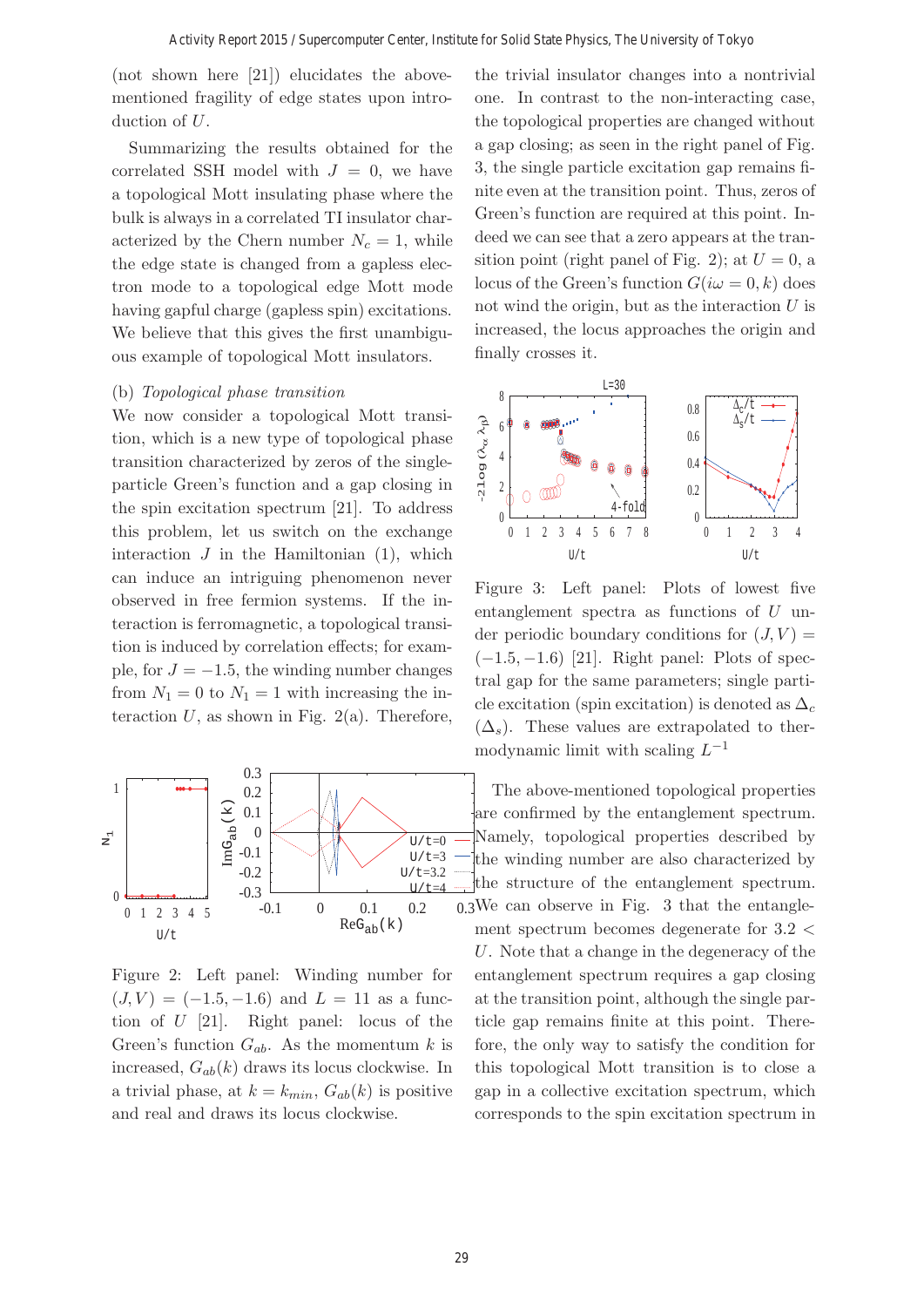(not shown here [21]) elucidates the above-mentioned fragility of edge states upon introduction of $U$.

Summarizing the results obtained for the correlated SSH model with $J = 0$, we have a topological Mott insulating phase where the bulk is always in a correlated TI insulator characterized by the Chern number $N_c = 1$, while the edge state is changed from a gapless electron mode to a topological edge Mott mode having gapful charge (gapless spin) excitations. We believe that this gives the first unambiguous example of topological Mott insulators.

(b) *Topological phase transition*

We now consider a topological Mott transition, which is a new type of topological phase transition characterized by zeros of the single-particle Green's function and a gap closing in the spin excitation spectrum [21]. To address this problem, let us switch on the exchange interaction $J$ in the Hamiltonian (1), which can induce an intriguing phenomenon never observed in free fermion systems. If the interaction is ferromagnetic, a topological transition is induced by correlation effects; for example, for $J = -1.5$, the winding number changes from $N_1 = 0$ to $N_1 = 1$ with increasing the interaction $U$, as shown in Fig. 2(a). Therefore, the trivial insulator changes into a nontrivial one. In contrast to the non-interacting case, the topological properties are changed without a gap closing; as seen in the right panel of Fig. 3, the single particle excitation gap remains finite even at the transition point. Thus, zeros of Green's function are required at this point. Indeed we can see that a zero appears at the transition point (right panel of Fig. 2); at $U = 0$, a locus of the Green's function $G(i\omega = 0, k)$ does not wind the origin, but as the interaction $U$ is increased, the locus approaches the origin and finally crosses it.

Figure 2: Left panel: Winding number for $(J, V) = (-1.5, -1.6)$ and $L = 11$ as a function of $U$ [21]. Right panel: locus of the Green's function $G_{ab}$. As the momentum $k$ is increased, $G_{ab}(k)$ draws its locus clockwise. In a trivial phase, at $k = k_{min}$, $G_{ab}(k)$ is positive and real and draws its locus clockwise.

Figure 3: Left panel: Plots of lowest five entanglement spectra as functions of $U$ under periodic boundary conditions for $(J, V) = (-1.5, -1.6)$ [21]. Right panel: Plots of spectral gap for the same parameters; single particle excitation (spin excitation) is denoted as $\Delta_c$ ($\Delta_s$). These values are extrapolated to thermodynamic limit with scaling $L^{-1}$

The above-mentioned topological properties are confirmed by the entanglement spectrum. Namely, topological properties described by the winding number are also characterized by the structure of the entanglement spectrum. We can observe in Fig. 3 that the entanglement spectrum becomes degenerate for $3.2 < U$. Note that a change in the degeneracy of the entanglement spectrum requires a gap closing at the transition point, although the single particle gap remains finite at this point. Therefore, the only way to satisfy the condition for this topological Mott transition is to close a gap in a collective excitation spectrum, which corresponds to the spin excitation spectrum in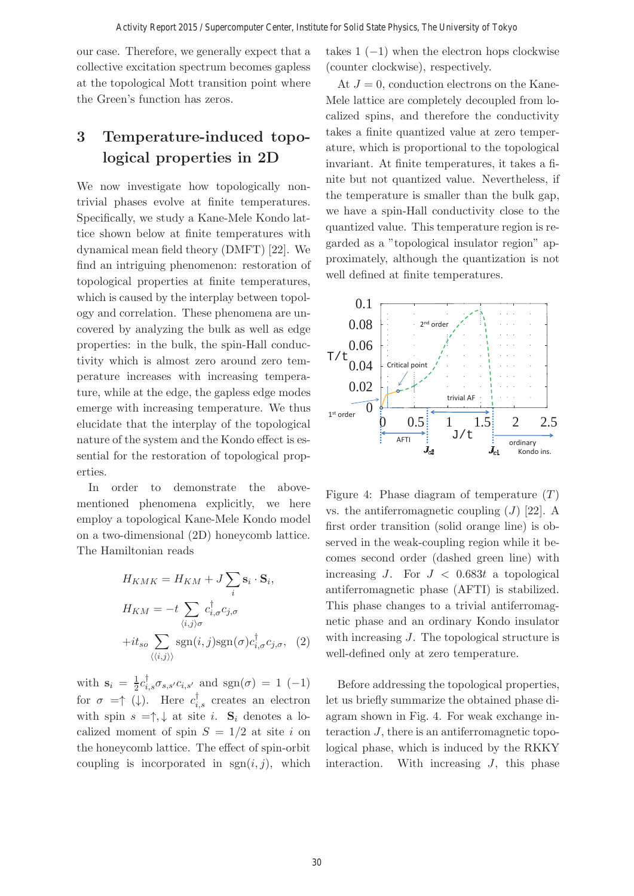our case. Therefore, we generally expect that a collective excitation spectrum becomes gapless at the topological Mott transition point where the Green's function has zeros.

## 3 Temperature-induced topological properties in 2D

We now investigate how topologically nontrivial phases evolve at finite temperatures. Specifically, we study a Kane-Mele Kondo lattice shown below at finite temperatures with dynamical mean field theory (DMFT) [22]. We find an intriguing phenomenon: restoration of topological properties at finite temperatures, which is caused by the interplay between topology and correlation. These phenomena are uncovered by analyzing the bulk as well as edge properties: in the bulk, the spin-Hall conductivity which is almost zero around zero temperature increases with increasing temperature, while at the edge, the gapless edge modes emerge with increasing temperature. We thus elucidate that the interplay of the topological nature of the system and the Kondo effect is essential for the restoration of topological properties.

In order to demonstrate the above-mentioned phenomena explicitly, we here employ a topological Kane-Mele Kondo model on a two-dimensional (2D) honeycomb lattice. The Hamiltonian reads

$$
\begin{aligned}
H_{KMK} &= H_{KM} + J\sum_i \mathbf{s}_i \cdot \mathbf{S}_i, \\
H_{KM} &= -t\sum_{\langle i,j\rangle\sigma} c^\dagger_{i,\sigma}c_{j,\sigma} \\
&+ it_{so}\sum_{\langle\langle i,j\rangle\rangle} \mathrm{sgn}(i,j)\mathrm{sgn}(\sigma)c^\dagger_{i,\sigma}c_{j,\sigma}, \quad (2)
\end{aligned}
$$

with $\mathbf{s}_i = \frac{1}{2}c^\dagger_{i,s}\sigma_{s,s'}c_{i,s'}$ and $\mathrm{sgn}(\sigma) = 1\ (-1)$ for $\sigma = \uparrow\ (\downarrow)$. Here $c^\dagger_{i,s}$ creates an electron with spin $s = \uparrow, \downarrow$ at site $i$. $\mathbf{S}_i$ denotes a localized moment of spin $S = 1/2$ at site $i$ on the honeycomb lattice. The effect of spin-orbit coupling is incorporated in $\mathrm{sgn}(i,j)$, which takes $1\ (-1)$ when the electron hops clockwise (counter clockwise), respectively.

At $J = 0$, conduction electrons on the Kane-Mele lattice are completely decoupled from localized spins, and therefore the conductivity takes a finite quantized value at zero temperature, which is proportional to the topological invariant. At finite temperatures, it takes a finite but not quantized value. Nevertheless, if the temperature is smaller than the bulk gap, we have a spin-Hall conductivity close to the quantized value. This temperature region is regarded as a "topological insulator region" approximately, although the quantization is not well defined at finite temperatures.

Figure 4: Phase diagram of temperature ($T$) vs. the antiferromagnetic coupling ($J$) [22]. A first order transition (solid orange line) is observed in the weak-coupling region while it becomes second order (dashed green line) with increasing $J$. For $J < 0.683t$ a topological antiferromagnetic phase (AFTI) is stabilized. This phase changes to a trivial antiferromagnetic phase and an ordinary Kondo insulator with increasing $J$. The topological structure is well-defined only at zero temperature.

Before addressing the topological properties, let us briefly summarize the obtained phase diagram shown in Fig. 4. For weak exchange interaction $J$, there is an antiferromagnetic topological phase, which is induced by the RKKY interaction. With increasing $J$, this phase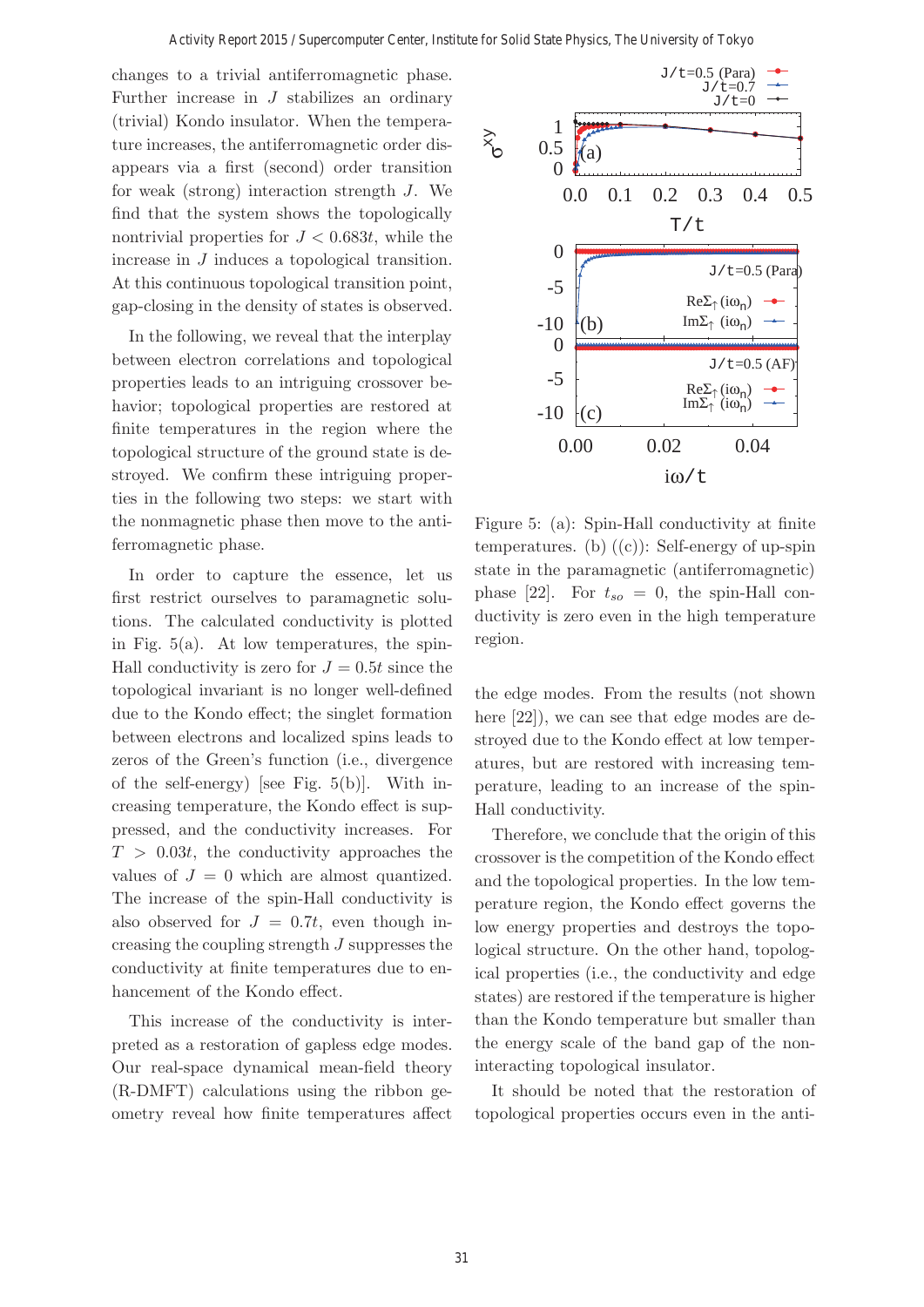changes to a trivial antiferromagnetic phase. Further increase in $J$ stabilizes an ordinary (trivial) Kondo insulator. When the temperature increases, the antiferromagnetic order disappears via a first (second) order transition for weak (strong) interaction strength $J$. We find that the system shows the topologically nontrivial properties for $J < 0.683t$, while the increase in $J$ induces a topological transition. At this continuous topological transition point, gap-closing in the density of states is observed.

In the following, we reveal that the interplay between electron correlations and topological properties leads to an intriguing crossover behavior; topological properties are restored at finite temperatures in the region where the topological structure of the ground state is destroyed. We confirm these intriguing properties in the following two steps: we start with the nonmagnetic phase then move to the antiferromagnetic phase.

In order to capture the essence, let us first restrict ourselves to paramagnetic solutions. The calculated conductivity is plotted in Fig. 5(a). At low temperatures, the spin-Hall conductivity is zero for $J = 0.5t$ since the topological invariant is no longer well-defined due to the Kondo effect; the singlet formation between electrons and localized spins leads to zeros of the Green's function (i.e., divergence of the self-energy) [see Fig. 5(b)]. With increasing temperature, the Kondo effect is suppressed, and the conductivity increases. For $T > 0.03t$, the conductivity approaches the values of $J = 0$ which are almost quantized. The increase of the spin-Hall conductivity is also observed for $J = 0.7t$, even though increasing the coupling strength $J$ suppresses the conductivity at finite temperatures due to enhancement of the Kondo effect.

This increase of the conductivity is interpreted as a restoration of gapless edge modes. Our real-space dynamical mean-field theory (R-DMFT) calculations using the ribbon geometry reveal how finite temperatures affect

Figure 5: (a): Spin-Hall conductivity at finite temperatures. (b) ((c)): Self-energy of up-spin state in the paramagnetic (antiferromagnetic) phase [22]. For $t_{so} = 0$, the spin-Hall conductivity is zero even in the high temperature region.

the edge modes. From the results (not shown here [22]), we can see that edge modes are destroyed due to the Kondo effect at low temperatures, but are restored with increasing temperature, leading to an increase of the spin-Hall conductivity.

Therefore, we conclude that the origin of this crossover is the competition of the Kondo effect and the topological properties. In the low temperature region, the Kondo effect governs the low energy properties and destroys the topological structure. On the other hand, topological properties (i.e., the conductivity and edge states) are restored if the temperature is higher than the Kondo temperature but smaller than the energy scale of the band gap of the noninteracting topological insulator.

It should be noted that the restoration of topological properties occurs even in the anti-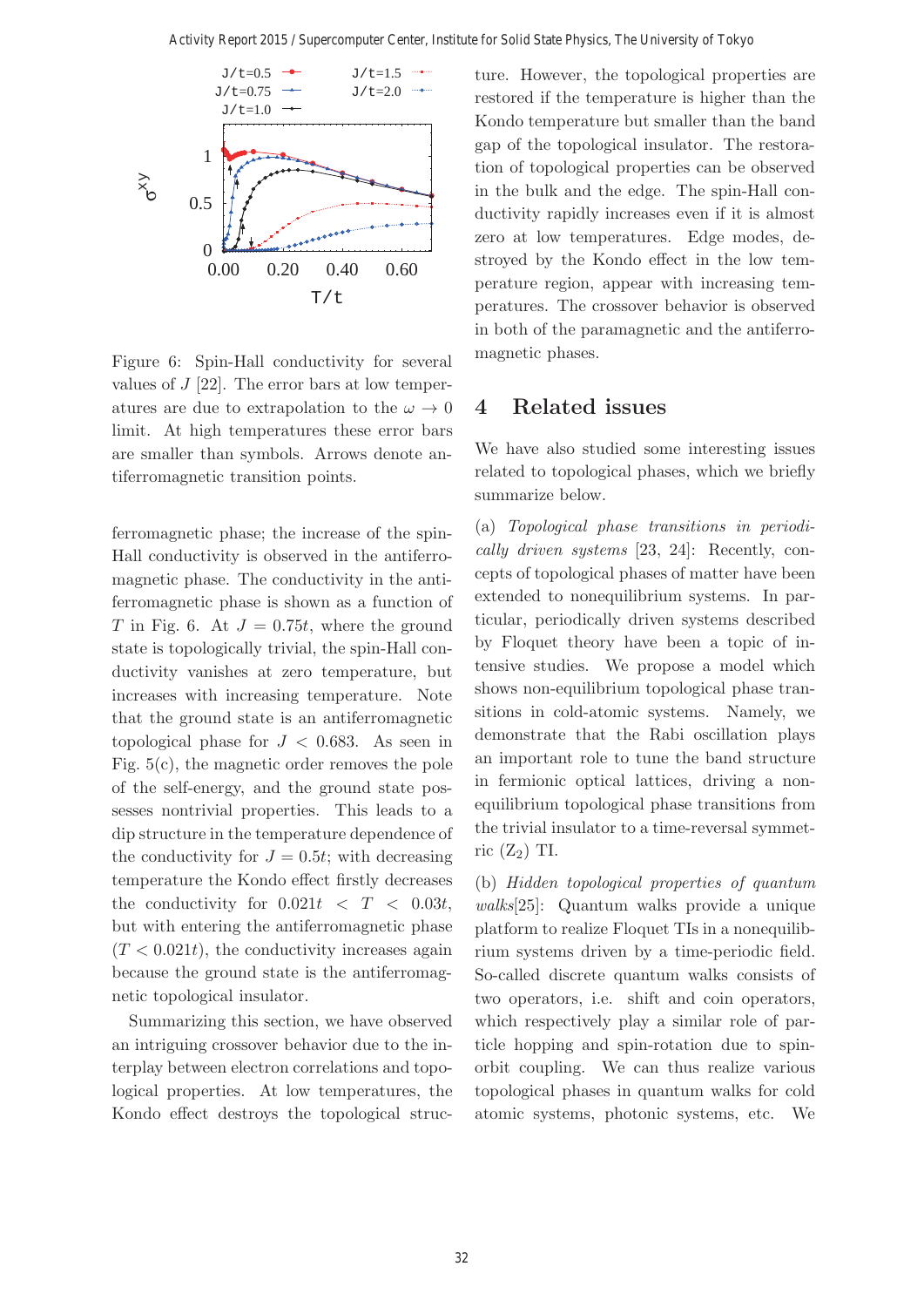Figure 6: Spin-Hall conductivity for several values of $J$ [22]. The error bars at low temperatures are due to extrapolation to the $\omega \to 0$ limit. At high temperatures these error bars are smaller than symbols. Arrows denote antiferromagnetic transition points.

ferromagnetic phase; the increase of the spin-Hall conductivity is observed in the antiferromagnetic phase. The conductivity in the antiferromagnetic phase is shown as a function of $T$ in Fig. 6. At $J = 0.75t$, where the ground state is topologically trivial, the spin-Hall conductivity vanishes at zero temperature, but increases with increasing temperature. Note that the ground state is an antiferromagnetic topological phase for $J < 0.683$. As seen in Fig. 5(c), the magnetic order removes the pole of the self-energy, and the ground state possesses nontrivial properties. This leads to a dip structure in the temperature dependence of the conductivity for $J = 0.5t$; with decreasing temperature the Kondo effect firstly decreases the conductivity for $0.021t < T < 0.03t$, but with entering the antiferromagnetic phase ($T < 0.021t$), the conductivity increases again because the ground state is the antiferromagnetic topological insulator.

Summarizing this section, we have observed an intriguing crossover behavior due to the interplay between electron correlations and topological properties. At low temperatures, the Kondo effect destroys the topological structure. However, the topological properties are restored if the temperature is higher than the Kondo temperature but smaller than the band gap of the topological insulator. The restoration of topological properties can be observed in the bulk and the edge. The spin-Hall conductivity rapidly increases even if it is almost zero at low temperatures. Edge modes, destroyed by the Kondo effect in the low temperature region, appear with increasing temperatures. The crossover behavior is observed in both of the paramagnetic and the antiferromagnetic phases.

## 4 Related issues

We have also studied some interesting issues related to topological phases, which we briefly summarize below.

(a) *Topological phase transitions in periodically driven systems* [23, 24]: Recently, concepts of topological phases of matter have been extended to nonequilibrium systems. In particular, periodically driven systems described by Floquet theory have been a topic of intensive studies. We propose a model which shows non-equilibrium topological phase transitions in cold-atomic systems. Namely, we demonstrate that the Rabi oscillation plays an important role to tune the band structure in fermionic optical lattices, driving a non-equilibrium topological phase transitions from the trivial insulator to a time-reversal symmetric ($Z_2$) TI.

(b) *Hidden topological properties of quantum walks*[25]: Quantum walks provide a unique platform to realize Floquet TIs in a nonequilibrium systems driven by a time-periodic field. So-called discrete quantum walks consists of two operators, i.e. shift and coin operators, which respectively play a similar role of particle hopping and spin-rotation due to spin-orbit coupling. We can thus realize various topological phases in quantum walks for cold atomic systems, photonic systems, etc. We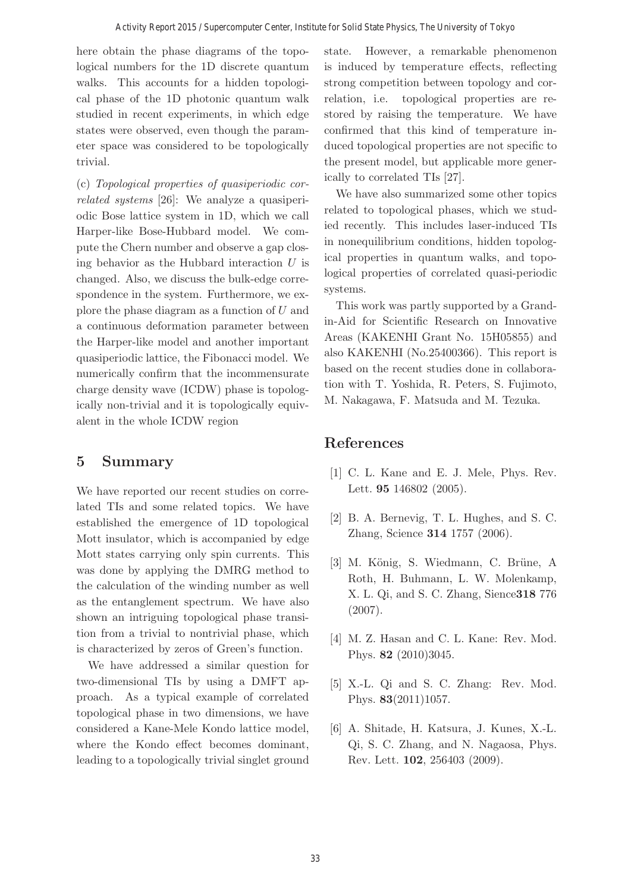here obtain the phase diagrams of the topological numbers for the 1D discrete quantum walks. This accounts for a hidden topological phase of the 1D photonic quantum walk studied in recent experiments, in which edge states were observed, even though the parameter space was considered to be topologically trivial.

(c) *Topological properties of quasiperiodic correlated systems* [26]: We analyze a quasiperiodic Bose lattice system in 1D, which we call Harper-like Bose-Hubbard model. We compute the Chern number and observe a gap closing behavior as the Hubbard interaction $U$ is changed. Also, we discuss the bulk-edge correspondence in the system. Furthermore, we explore the phase diagram as a function of $U$ and a continuous deformation parameter between the Harper-like model and another important quasiperiodic lattice, the Fibonacci model. We numerically confirm that the incommensurate charge density wave (ICDW) phase is topologically non-trivial and it is topologically equivalent in the whole ICDW region

## 5 Summary

We have reported our recent studies on correlated TIs and some related topics. We have established the emergence of 1D topological Mott insulator, which is accompanied by edge Mott states carrying only spin currents. This was done by applying the DMRG method to the calculation of the winding number as well as the entanglement spectrum. We have also shown an intriguing topological phase transition from a trivial to nontrivial phase, which is characterized by zeros of Green's function.

We have addressed a similar question for two-dimensional TIs by using a DMFT approach. As a typical example of correlated topological phase in two dimensions, we have considered a Kane-Mele Kondo lattice model, where the Kondo effect becomes dominant, leading to a topologically trivial singlet ground state. However, a remarkable phenomenon is induced by temperature effects, reflecting strong competition between topology and correlation, i.e. topological properties are restored by raising the temperature. We have confirmed that this kind of temperature induced topological properties are not specific to the present model, but applicable more generically to correlated TIs [27].

We have also summarized some other topics related to topological phases, which we studied recently. This includes laser-induced TIs in nonequilibrium conditions, hidden topological properties in quantum walks, and topological properties of correlated quasi-periodic systems.

This work was partly supported by a Grand-in-Aid for Scientific Research on Innovative Areas (KAKENHI Grant No. 15H05855) and also KAKENHI (No.25400366). This report is based on the recent studies done in collaboration with T. Yoshida, R. Peters, S. Fujimoto, M. Nakagawa, F. Matsuda and M. Tezuka.

## References

[1] C. L. Kane and E. J. Mele, Phys. Rev. Lett. **95** 146802 (2005).

[2] B. A. Bernevig, T. L. Hughes, and S. C. Zhang, Science **314** 1757 (2006).

[3] M. König, S. Wiedmann, C. Brüne, A Roth, H. Buhmann, L. W. Molenkamp, X. L. Qi, and S. C. Zhang, Sience**318** 776 (2007).

[4] M. Z. Hasan and C. L. Kane: Rev. Mod. Phys. **82** (2010)3045.

[5] X.-L. Qi and S. C. Zhang: Rev. Mod. Phys. **83**(2011)1057.

[6] A. Shitade, H. Katsura, J. Kunes, X.-L. Qi, S. C. Zhang, and N. Nagaosa, Phys. Rev. Lett. **102**, 256403 (2009).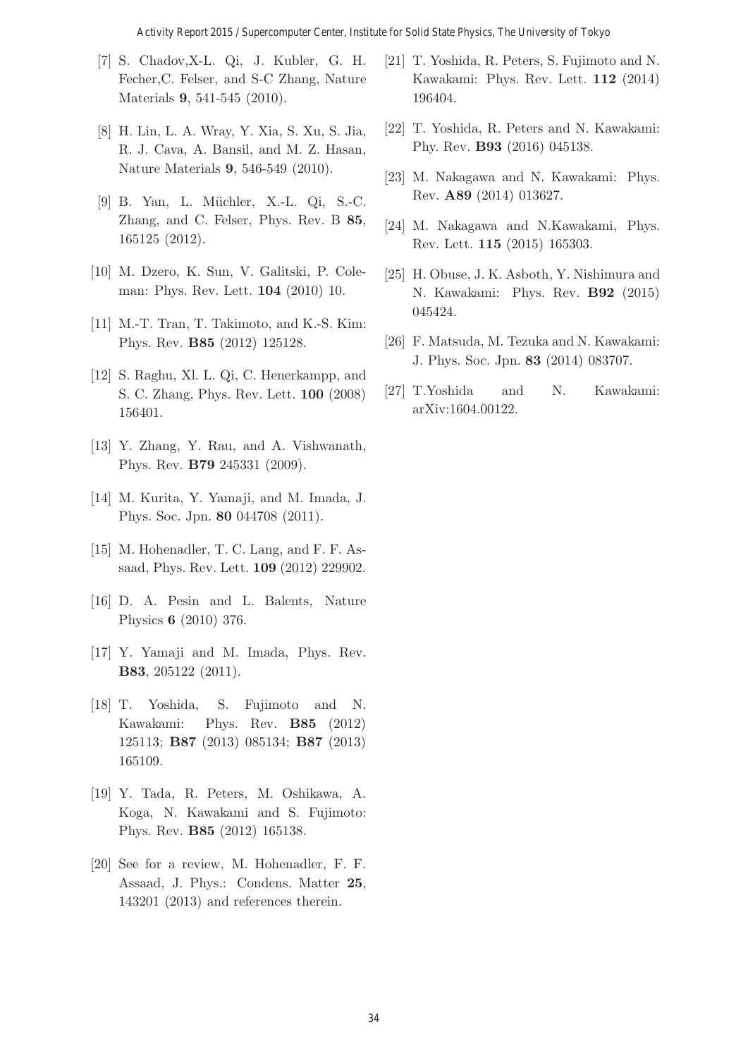[7] S. Chadov,X-L. Qi, J. Kubler, G. H. Fecher,C. Felser, and S-C Zhang, Nature Materials **9**, 541-545 (2010).

[8] H. Lin, L. A. Wray, Y. Xia, S. Xu, S. Jia, R. J. Cava, A. Bansil, and M. Z. Hasan, Nature Materials **9**, 546-549 (2010).

[9] B. Yan, L. Müchler, X.-L. Qi, S.-C. Zhang, and C. Felser, Phys. Rev. B **85**, 165125 (2012).

[10] M. Dzero, K. Sun, V. Galitski, P. Coleman: Phys. Rev. Lett. **104** (2010) 10.

[11] M.-T. Tran, T. Takimoto, and K.-S. Kim: Phys. Rev. **B85** (2012) 125128.

[12] S. Raghu, Xl. L. Qi, C. Henerkampp, and S. C. Zhang, Phys. Rev. Lett. **100** (2008) 156401.

[13] Y. Zhang, Y. Rau, and A. Vishwanath, Phys. Rev. **B79** 245331 (2009).

[14] M. Kurita, Y. Yamaji, and M. Imada, J. Phys. Soc. Jpn. **80** 044708 (2011).

[15] M. Hohenadler, T. C. Lang, and F. F. Assaad, Phys. Rev. Lett. **109** (2012) 229902.

[16] D. A. Pesin and L. Balents, Nature Physics **6** (2010) 376.

[17] Y. Yamaji and M. Imada, Phys. Rev. **B83**, 205122 (2011).

[18] T. Yoshida, S. Fujimoto and N. Kawakami: Phys. Rev. **B85** (2012) 125113; **B87** (2013) 085134; **B87** (2013) 165109.

[19] Y. Tada, R. Peters, M. Oshikawa, A. Koga, N. Kawakami and S. Fujimoto: Phys. Rev. **B85** (2012) 165138.

[20] See for a review, M. Hohenadler, F. F. Assaad, J. Phys.: Condens. Matter **25**, 143201 (2013) and references therein.

[21] T. Yoshida, R. Peters, S. Fujimoto and N. Kawakami: Phys. Rev. Lett. **112** (2014) 196404.

[22] T. Yoshida, R. Peters and N. Kawakami: Phy. Rev. **B93** (2016) 045138.

[23] M. Nakagawa and N. Kawakami: Phys. Rev. **A89** (2014) 013627.

[24] M. Nakagawa and N.Kawakami, Phys. Rev. Lett. **115** (2015) 165303.

[25] H. Obuse, J. K. Asboth, Y. Nishimura and N. Kawakami: Phys. Rev. **B92** (2015) 045424.

[26] F. Matsuda, M. Tezuka and N. Kawakami: J. Phys. Soc. Jpn. **83** (2014) 083707.

[27] T.Yoshida and N. Kawakami: arXiv:1604.00122.